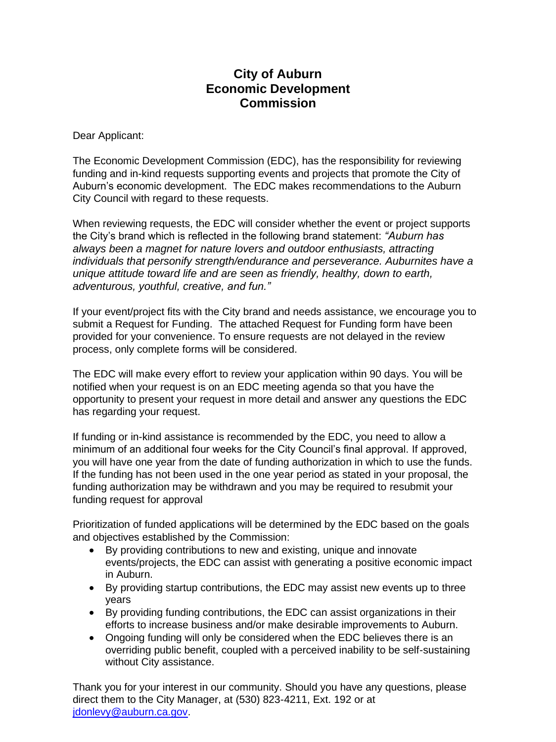# City of Auburn Economic Development Commission

Dear Applicant:

The Economic Development Commission (EDC), has the responsibility for reviewing funding and in-kind requests supporting events and projects that promote the City of Auburn's economic development. The EDC makes recommendations to the Auburn City Council with regard to these requests.

When reviewing requests, the EDC will consider whether the event or project supports the City's brand which is reflected in the following brand statement: *"Auburn has always been a magnet for nature lovers and outdoor enthusiasts, attracting individuals that personify strength/endurance and perseverance. Auburnites have a unique attitude toward life and are seen as friendly, healthy, down to earth, adventurous, youthful, creative, and fun."*

If your event/project fits with the City brand and needs assistance, we encourage you to submit a Request for Funding. The attached Request for Funding form have been provided for your convenience. To ensure requests are not delayed in the review process, only complete forms will be considered.

The EDC will make every effort to review your application within 90 days. You will be notified when your request is on an EDC meeting agenda so that you have the opportunity to present your request in more detail and answer any questions the EDC has regarding your request.

If funding or in-kind assistance is recommended by the EDC, you need to allow a minimum of an additional four weeks for the City Council's final approval. If approved, you will have one year from the date of funding authorization in which to use the funds. If the funding has not been used in the one year period as stated in your proposal, the funding authorization may be withdrawn and you may be required to resubmit your funding request for approval

Prioritization of funded applications will be determined by the EDC based on the goals and objectives established by the Commission:

- By providing contributions to new and existing, unique and innovate events/projects, the EDC can assist with generating a positive economic impact in Auburn.
- By providing startup contributions, the EDC may assist new events up to three years
- By providing funding contributions, the EDC can assist organizations in their efforts to increase business and/or make desirable improvements to Auburn.
- Ongoing funding will only be considered when the EDC believes there is an overriding public benefit, coupled with a perceived inability to be self-sustaining without City assistance.

Thank you for your interest in our community. Should you have any questions, please direct them to the City Manager, at (530) 823-4211, Ext. 192 or at jdonlevy@auburn.ca.gov.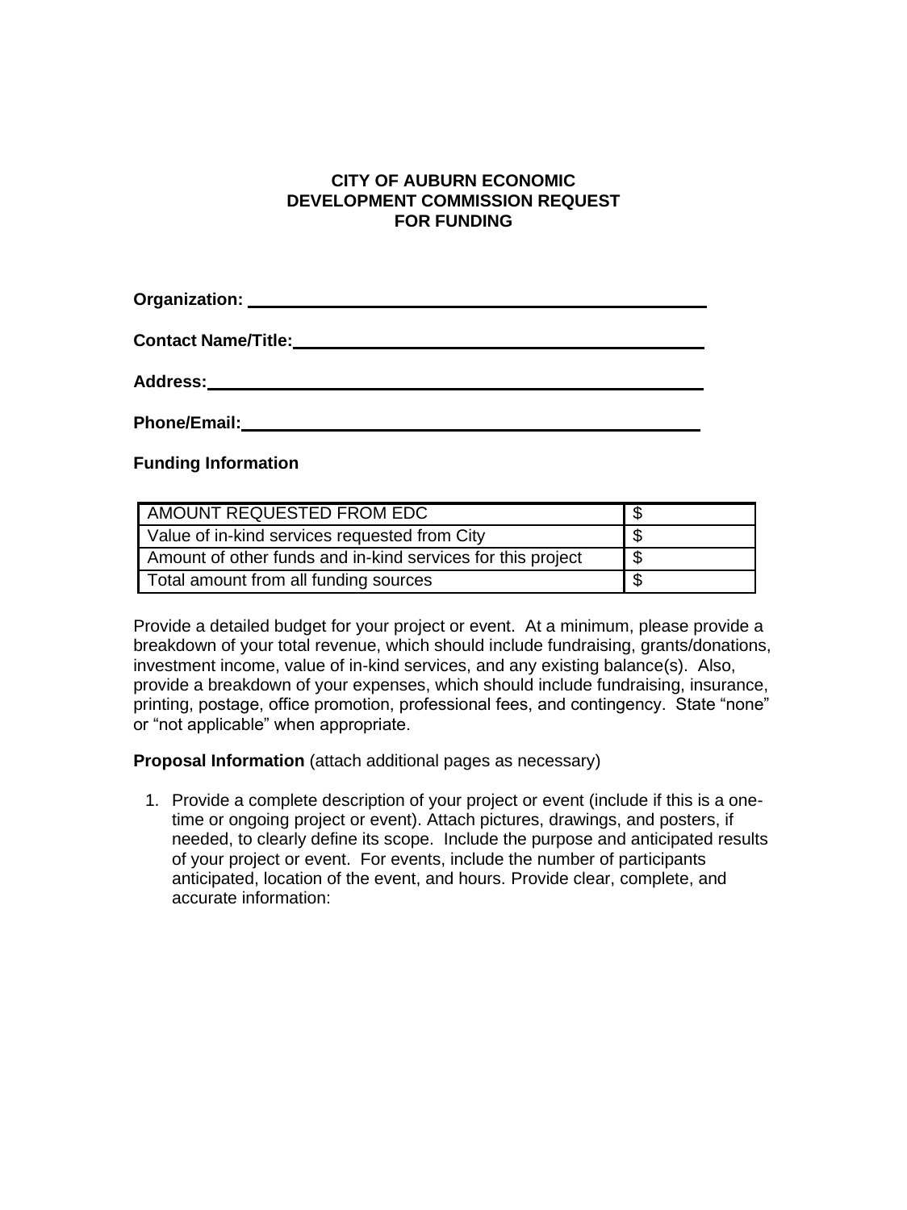**CITY OF AUBURN ECONOMIC DEVELOPMENT COMMISSION REQUEST FOR FUNDING**

**Organization:** ______________________________________________

**Contact Name/Title:** _________________________________________

**Address:** __________________________________________________

**Phone/Email:** ______________________________________________

**Funding Information**

| | |
|---|---|
| AMOUNT REQUESTED FROM EDC | $ |
| Value of in-kind services requested from City | $ |
| Amount of other funds and in-kind services for this project | $ |
| Total amount from all funding sources | $ |

Provide a detailed budget for your project or event. At a minimum, please provide a breakdown of your total revenue, which should include fundraising, grants/donations, investment income, value of in-kind services, and any existing balance(s). Also, provide a breakdown of your expenses, which should include fundraising, insurance, printing, postage, office promotion, professional fees, and contingency. State "none" or "not applicable" when appropriate.

**Proposal Information** (attach additional pages as necessary)

1. Provide a complete description of your project or event (include if this is a one-time or ongoing project or event). Attach pictures, drawings, and posters, if needed, to clearly define its scope. Include the purpose and anticipated results of your project or event. For events, include the number of participants anticipated, location of the event, and hours. Provide clear, complete, and accurate information: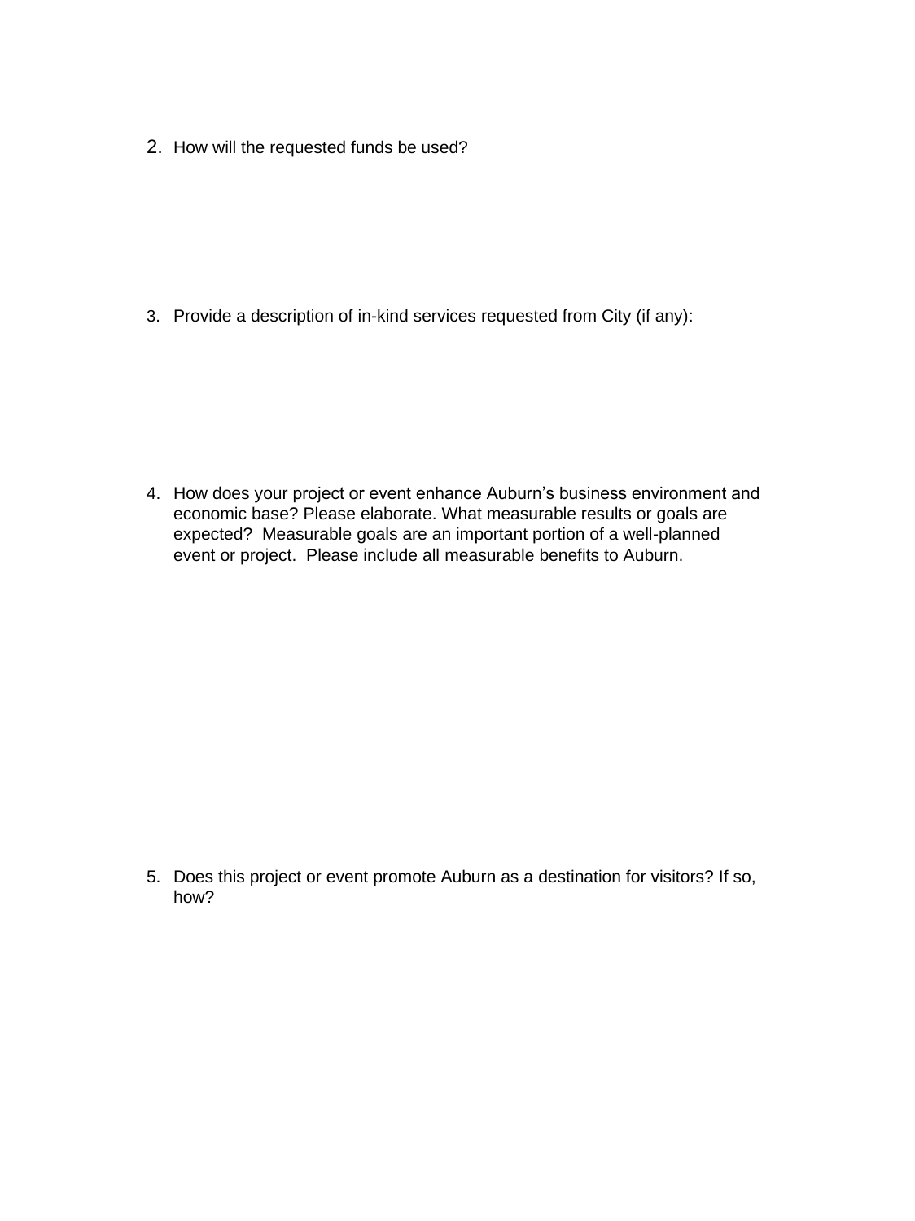2. How will the requested funds be used?

3. Provide a description of in-kind services requested from City (if any):

4. How does your project or event enhance Auburn's business environment and economic base? Please elaborate. What measurable results or goals are expected? Measurable goals are an important portion of a well-planned event or project. Please include all measurable benefits to Auburn.

5. Does this project or event promote Auburn as a destination for visitors? If so, how?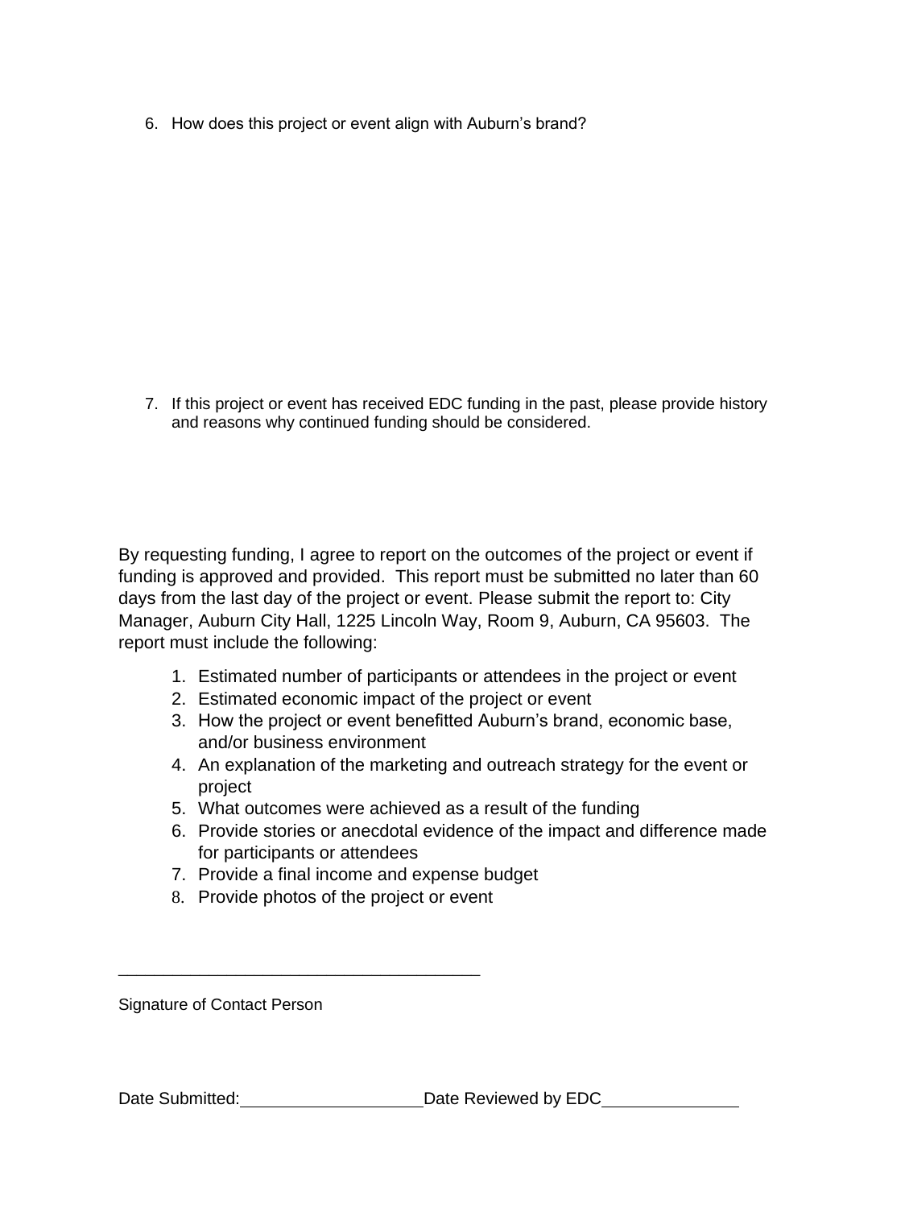6. How does this project or event align with Auburn's brand?

7. If this project or event has received EDC funding in the past, please provide history and reasons why continued funding should be considered.

By requesting funding, I agree to report on the outcomes of the project or event if funding is approved and provided. This report must be submitted no later than 60 days from the last day of the project or event. Please submit the report to: City Manager, Auburn City Hall, 1225 Lincoln Way, Room 9, Auburn, CA 95603. The report must include the following:

1. Estimated number of participants or attendees in the project or event
2. Estimated economic impact of the project or event
3. How the project or event benefitted Auburn's brand, economic base, and/or business environment
4. An explanation of the marketing and outreach strategy for the event or project
5. What outcomes were achieved as a result of the funding
6. Provide stories or anecdotal evidence of the impact and difference made for participants or attendees
7. Provide a final income and expense budget
8. Provide photos of the project or event

______________________________________

Signature of Contact Person

Date Submitted:____________________ Date Reviewed by EDC_______________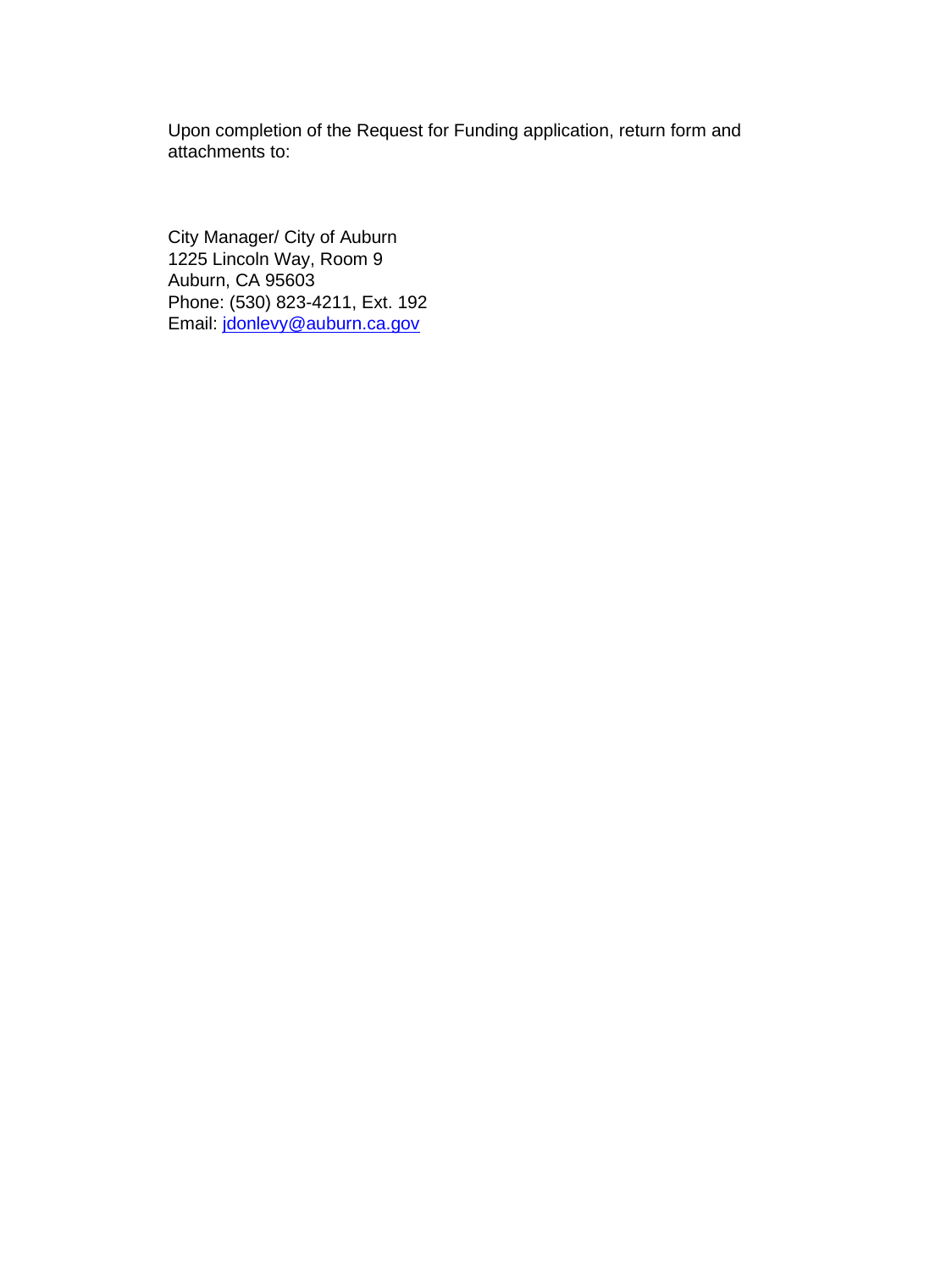Upon completion of the Request for Funding application, return form and attachments to:

City Manager/ City of Auburn
1225 Lincoln Way, Room 9
Auburn, CA 95603
Phone: (530) 823-4211, Ext. 192
Email: [jdonlevy@auburn.ca.gov](mailto:jdonlevy@auburn.ca.gov)